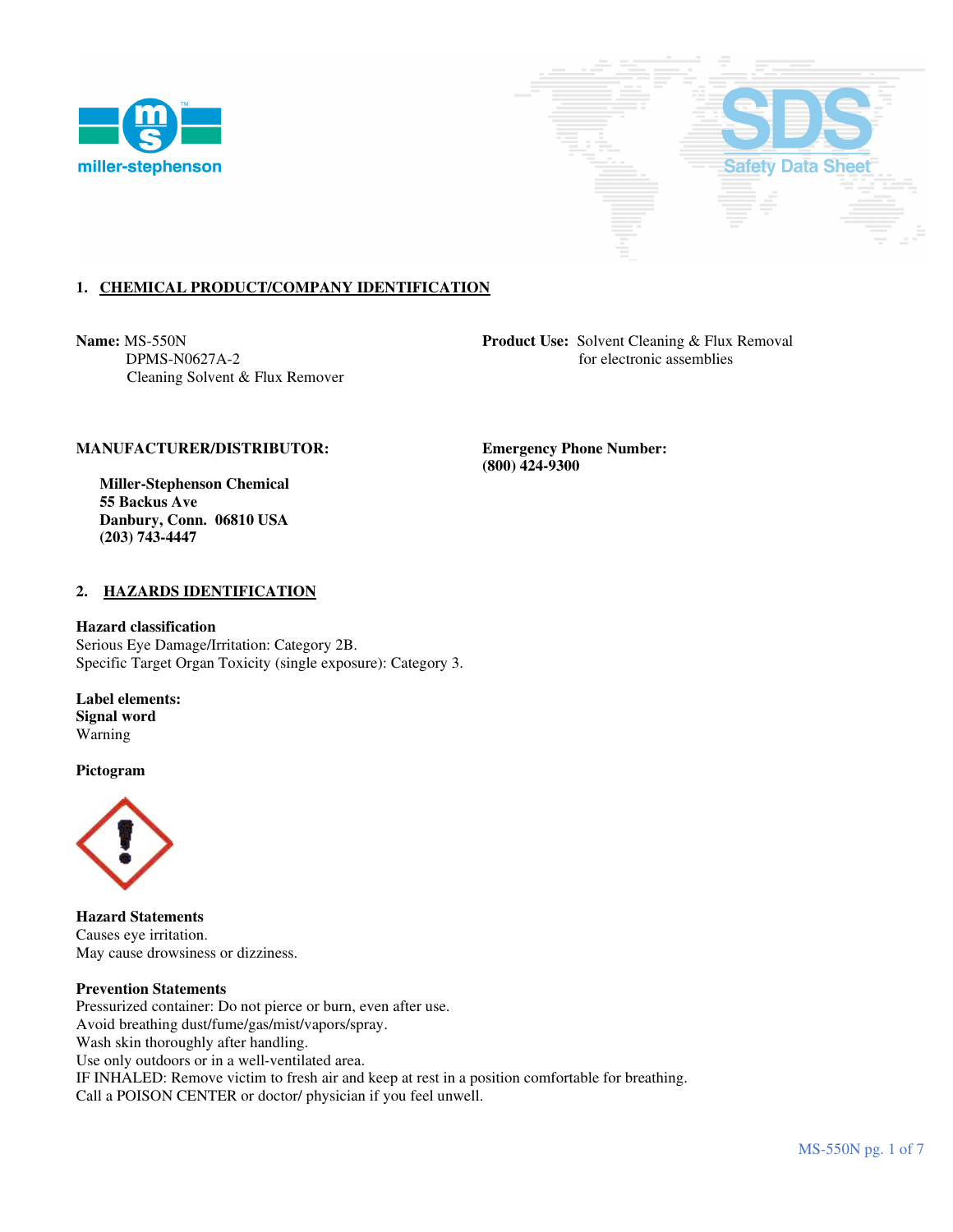## 1. CHEMICAL PRODUCT/COMPANY IDENTIFICATION

**Name:** MS-550N
DPMS-N0627A-2
Cleaning Solvent & Flux Remover

**Product Use:** Solvent Cleaning & Flux Removal for electronic assemblies

**MANUFACTURER/DISTRIBUTOR:**

**Miller-Stephenson Chemical**
**55 Backus Ave**
**Danbury, Conn. 06810 USA**
**(203) 743-4447**

**Emergency Phone Number:**
**(800) 424-9300**

## 2. HAZARDS IDENTIFICATION

**Hazard classification**
Serious Eye Damage/Irritation: Category 2B.
Specific Target Organ Toxicity (single exposure): Category 3.

**Label elements:**
**Signal word**
Warning

**Pictogram**

**Hazard Statements**
Causes eye irritation.
May cause drowsiness or dizziness.

**Prevention Statements**
Pressurized container: Do not pierce or burn, even after use.
Avoid breathing dust/fume/gas/mist/vapors/spray.
Wash skin thoroughly after handling.
Use only outdoors or in a well-ventilated area.
IF INHALED: Remove victim to fresh air and keep at rest in a position comfortable for breathing.
Call a POISON CENTER or doctor/ physician if you feel unwell.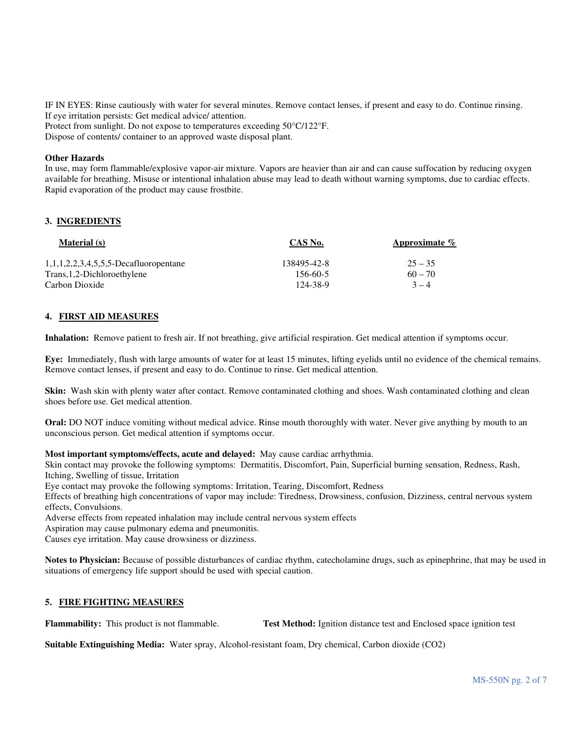IF IN EYES: Rinse cautiously with water for several minutes. Remove contact lenses, if present and easy to do. Continue rinsing.
If eye irritation persists: Get medical advice/ attention.
Protect from sunlight. Do not expose to temperatures exceeding 50°C/122°F.
Dispose of contents/ container to an approved waste disposal plant.

**Other Hazards**
In use, may form flammable/explosive vapor-air mixture. Vapors are heavier than air and can cause suffocation by reducing oxygen available for breathing. Misuse or intentional inhalation abuse may lead to death without warning symptoms, due to cardiac effects. Rapid evaporation of the product may cause frostbite.

## 3. INGREDIENTS

| Material (s) | CAS No. | Approximate % |
|---|---|---|
| 1,1,1,2,2,3,4,5,5,5-Decafluoropentane | 138495-42-8 | 25 – 35 |
| Trans,1,2-Dichloroethylene | 156-60-5 | 60 – 70 |
| Carbon Dioxide | 124-38-9 | 3 – 4 |

## 4. FIRST AID MEASURES

**Inhalation:** Remove patient to fresh air. If not breathing, give artificial respiration. Get medical attention if symptoms occur.

**Eye:** Immediately, flush with large amounts of water for at least 15 minutes, lifting eyelids until no evidence of the chemical remains. Remove contact lenses, if present and easy to do. Continue to rinse. Get medical attention.

**Skin:** Wash skin with plenty water after contact. Remove contaminated clothing and shoes. Wash contaminated clothing and clean shoes before use. Get medical attention.

**Oral:** DO NOT induce vomiting without medical advice. Rinse mouth thoroughly with water. Never give anything by mouth to an unconscious person. Get medical attention if symptoms occur.

**Most important symptoms/effects, acute and delayed:** May cause cardiac arrhythmia.
Skin contact may provoke the following symptoms: Dermatitis, Discomfort, Pain, Superficial burning sensation, Redness, Rash, Itching, Swelling of tissue, Irritation
Eye contact may provoke the following symptoms: Irritation, Tearing, Discomfort, Redness
Effects of breathing high concentrations of vapor may include: Tiredness, Drowsiness, confusion, Dizziness, central nervous system effects, Convulsions.
Adverse effects from repeated inhalation may include central nervous system effects
Aspiration may cause pulmonary edema and pneumonitis.
Causes eye irritation. May cause drowsiness or dizziness.

**Notes to Physician:** Because of possible disturbances of cardiac rhythm, catecholamine drugs, such as epinephrine, that may be used in situations of emergency life support should be used with special caution.

## 5. FIRE FIGHTING MEASURES

**Flammability:** This product is not flammable. **Test Method:** Ignition distance test and Enclosed space ignition test

**Suitable Extinguishing Media:** Water spray, Alcohol-resistant foam, Dry chemical, Carbon dioxide ($CO_2$)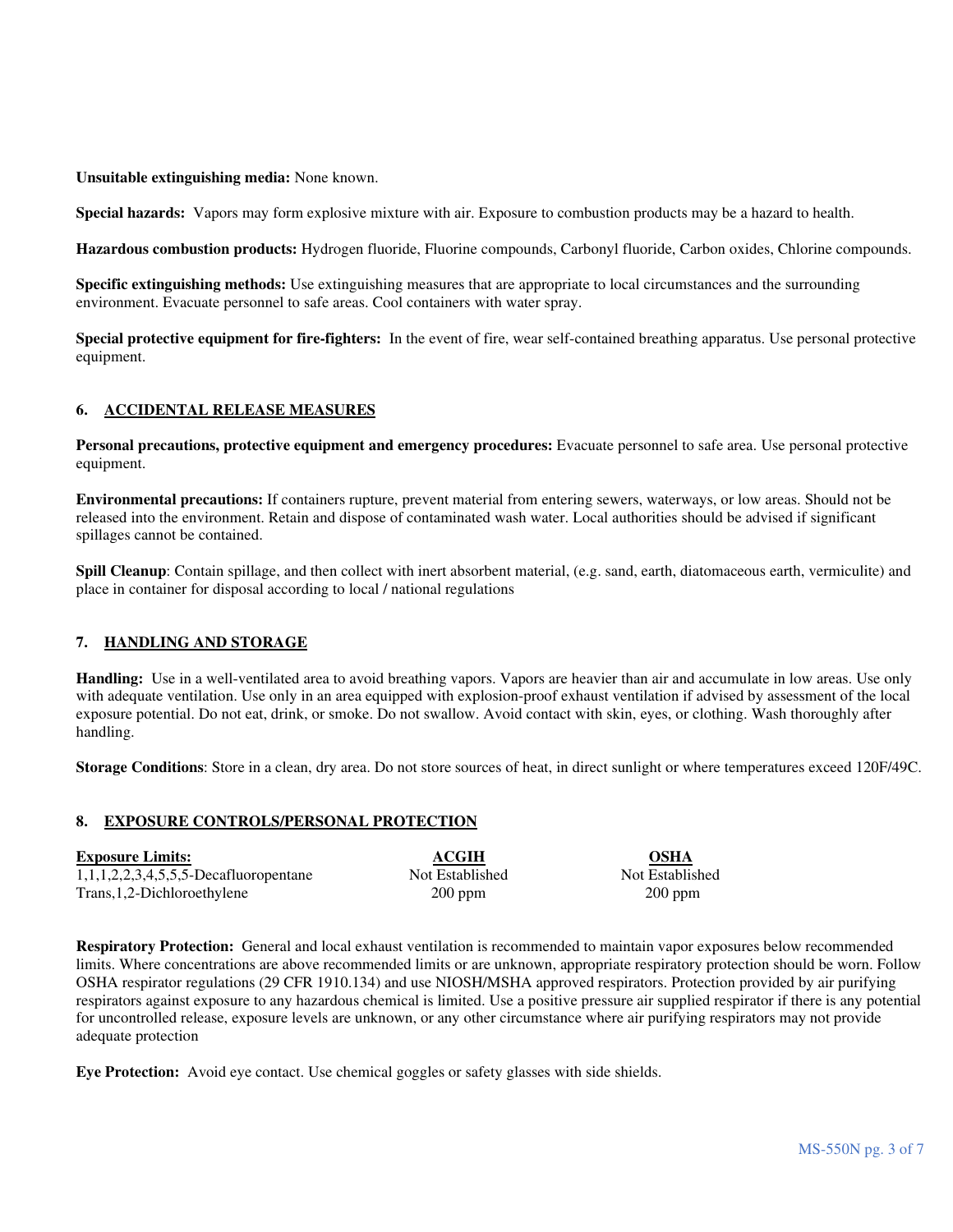**Unsuitable extinguishing media:** None known.

**Special hazards:** Vapors may form explosive mixture with air. Exposure to combustion products may be a hazard to health.

**Hazardous combustion products:** Hydrogen fluoride, Fluorine compounds, Carbonyl fluoride, Carbon oxides, Chlorine compounds.

**Specific extinguishing methods:** Use extinguishing measures that are appropriate to local circumstances and the surrounding environment. Evacuate personnel to safe areas. Cool containers with water spray.

**Special protective equipment for fire-fighters:** In the event of fire, wear self-contained breathing apparatus. Use personal protective equipment.

## 6. ACCIDENTAL RELEASE MEASURES

**Personal precautions, protective equipment and emergency procedures:** Evacuate personnel to safe area. Use personal protective equipment.

**Environmental precautions:** If containers rupture, prevent material from entering sewers, waterways, or low areas. Should not be released into the environment. Retain and dispose of contaminated wash water. Local authorities should be advised if significant spillages cannot be contained.

**Spill Cleanup**: Contain spillage, and then collect with inert absorbent material, (e.g. sand, earth, diatomaceous earth, vermiculite) and place in container for disposal according to local / national regulations

## 7. HANDLING AND STORAGE

**Handling:** Use in a well-ventilated area to avoid breathing vapors. Vapors are heavier than air and accumulate in low areas. Use only with adequate ventilation. Use only in an area equipped with explosion-proof exhaust ventilation if advised by assessment of the local exposure potential. Do not eat, drink, or smoke. Do not swallow. Avoid contact with skin, eyes, or clothing. Wash thoroughly after handling.

**Storage Conditions**: Store in a clean, dry area. Do not store sources of heat, in direct sunlight or where temperatures exceed 120F/49C.

## 8. EXPOSURE CONTROLS/PERSONAL PROTECTION

| Exposure Limits: | ACGIH | OSHA |
|---|---|---|
| 1,1,1,2,2,3,4,5,5,5-Decafluoropentane | Not Established | Not Established |
| Trans,1,2-Dichloroethylene | 200 ppm | 200 ppm |

**Respiratory Protection:** General and local exhaust ventilation is recommended to maintain vapor exposures below recommended limits. Where concentrations are above recommended limits or are unknown, appropriate respiratory protection should be worn. Follow OSHA respirator regulations (29 CFR 1910.134) and use NIOSH/MSHA approved respirators. Protection provided by air purifying respirators against exposure to any hazardous chemical is limited. Use a positive pressure air supplied respirator if there is any potential for uncontrolled release, exposure levels are unknown, or any other circumstance where air purifying respirators may not provide adequate protection

**Eye Protection:** Avoid eye contact. Use chemical goggles or safety glasses with side shields.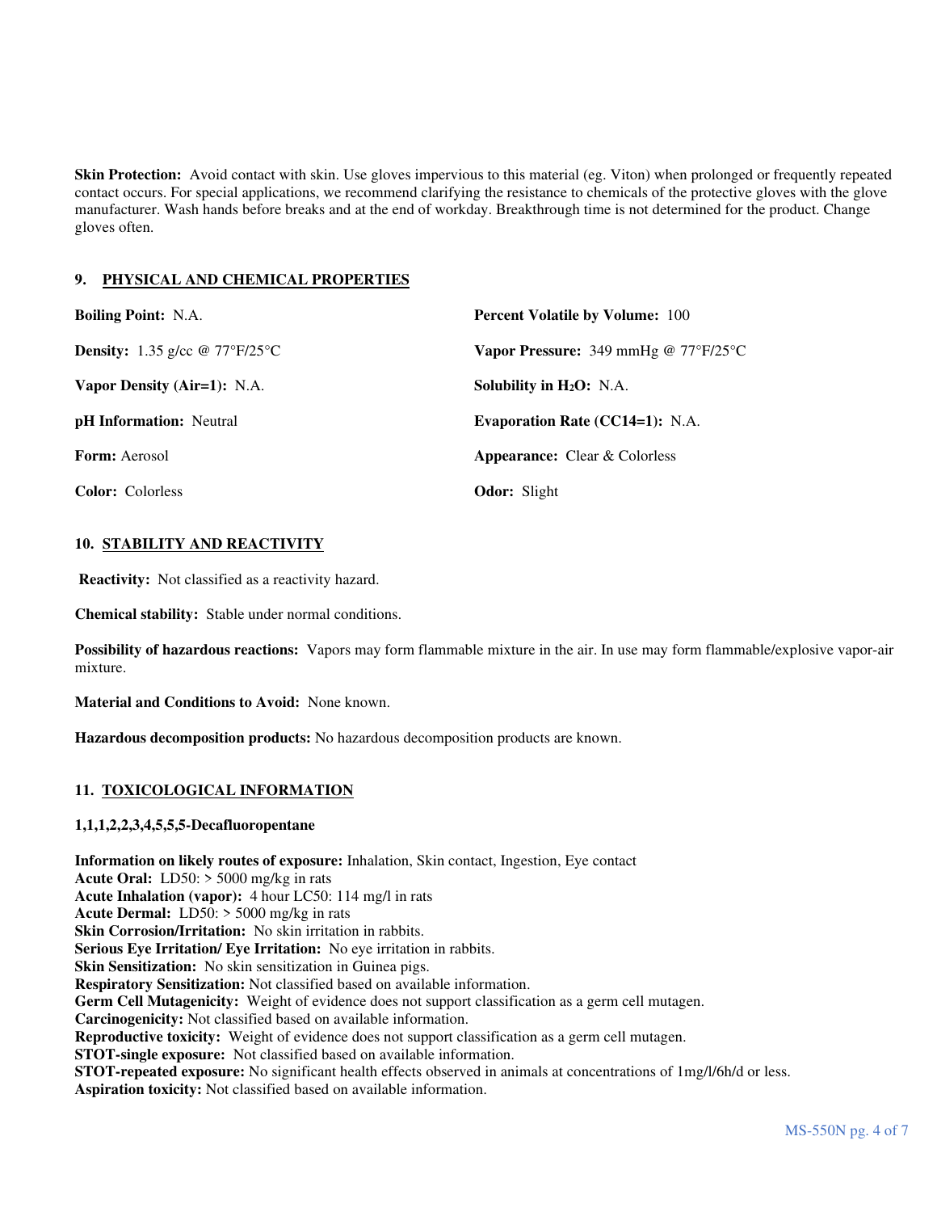**Skin Protection:** Avoid contact with skin. Use gloves impervious to this material (eg. Viton) when prolonged or frequently repeated contact occurs. For special applications, we recommend clarifying the resistance to chemicals of the protective gloves with the glove manufacturer. Wash hands before breaks and at the end of workday. Breakthrough time is not determined for the product. Change gloves often.

## 9. PHYSICAL AND CHEMICAL PROPERTIES

**Boiling Point:** N.A.

**Percent Volatile by Volume:** 100

**Density:** 1.35 g/cc @ 77°F/25°C

**Vapor Pressure:** 349 mmHg @ 77°F/25°C

**Vapor Density (Air=1):** N.A.

**Solubility in $H_2O$:** N.A.

**pH Information:** Neutral

**Evaporation Rate (CC14=1):** N.A.

**Form:** Aerosol

**Appearance:** Clear & Colorless

**Color:** Colorless

**Odor:** Slight

## 10. STABILITY AND REACTIVITY

**Reactivity:** Not classified as a reactivity hazard.

**Chemical stability:** Stable under normal conditions.

**Possibility of hazardous reactions:** Vapors may form flammable mixture in the air. In use may form flammable/explosive vapor-air mixture.

**Material and Conditions to Avoid:** None known.

**Hazardous decomposition products:** No hazardous decomposition products are known.

## 11. TOXICOLOGICAL INFORMATION

**1,1,1,2,2,3,4,5,5,5-Decafluoropentane**

**Information on likely routes of exposure:** Inhalation, Skin contact, Ingestion, Eye contact
**Acute Oral:** LD50: > 5000 mg/kg in rats
**Acute Inhalation (vapor):** 4 hour LC50: 114 mg/l in rats
**Acute Dermal:** LD50: > 5000 mg/kg in rats
**Skin Corrosion/Irritation:** No skin irritation in rabbits.
**Serious Eye Irritation/ Eye Irritation:** No eye irritation in rabbits.
**Skin Sensitization:** No skin sensitization in Guinea pigs.
**Respiratory Sensitization:** Not classified based on available information.
**Germ Cell Mutagenicity:** Weight of evidence does not support classification as a germ cell mutagen.
**Carcinogenicity:** Not classified based on available information.
**Reproductive toxicity:** Weight of evidence does not support classification as a germ cell mutagen.
**STOT-single exposure:** Not classified based on available information.
**STOT-repeated exposure:** No significant health effects observed in animals at concentrations of 1mg/l/6h/d or less.
**Aspiration toxicity:** Not classified based on available information.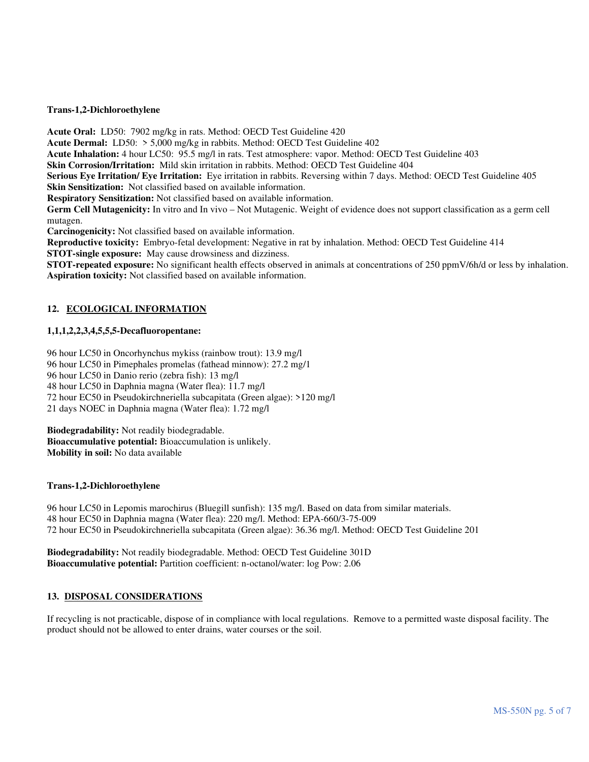**Trans-1,2-Dichloroethylene**

**Acute Oral:** LD50: 7902 mg/kg in rats. Method: OECD Test Guideline 420
**Acute Dermal:** LD50: > 5,000 mg/kg in rabbits. Method: OECD Test Guideline 402
**Acute Inhalation:** 4 hour LC50: 95.5 mg/l in rats. Test atmosphere: vapor. Method: OECD Test Guideline 403
**Skin Corrosion/Irritation:** Mild skin irritation in rabbits. Method: OECD Test Guideline 404
**Serious Eye Irritation/ Eye Irritation:** Eye irritation in rabbits. Reversing within 7 days. Method: OECD Test Guideline 405
**Skin Sensitization:** Not classified based on available information.
**Respiratory Sensitization:** Not classified based on available information.
**Germ Cell Mutagenicity:** In vitro and In vivo – Not Mutagenic. Weight of evidence does not support classification as a germ cell mutagen.
**Carcinogenicity:** Not classified based on available information.
**Reproductive toxicity:** Embryo-fetal development: Negative in rat by inhalation. Method: OECD Test Guideline 414
**STOT-single exposure:** May cause drowsiness and dizziness.
**STOT-repeated exposure:** No significant health effects observed in animals at concentrations of 250 ppmV/6h/d or less by inhalation.
**Aspiration toxicity:** Not classified based on available information.

## 12. ECOLOGICAL INFORMATION

**1,1,1,2,2,3,4,5,5,5-Decafluoropentane:**

96 hour LC50 in Oncorhynchus mykiss (rainbow trout): 13.9 mg/l
96 hour LC50 in Pimephales promelas (fathead minnow): 27.2 mg/1
96 hour LC50 in Danio rerio (zebra fish): 13 mg/l
48 hour LC50 in Daphnia magna (Water flea): 11.7 mg/l
72 hour EC50 in Pseudokirchneriella subcapitata (Green algae): >120 mg/l
21 days NOEC in Daphnia magna (Water flea): 1.72 mg/l

**Biodegradability:** Not readily biodegradable.
**Bioaccumulative potential:** Bioaccumulation is unlikely.
**Mobility in soil:** No data available

**Trans-1,2-Dichloroethylene**

96 hour LC50 in Lepomis marochirus (Bluegill sunfish): 135 mg/l. Based on data from similar materials.
48 hour EC50 in Daphnia magna (Water flea): 220 mg/l. Method: EPA-660/3-75-009
72 hour EC50 in Pseudokirchneriella subcapitata (Green algae): 36.36 mg/l. Method: OECD Test Guideline 201

**Biodegradability:** Not readily biodegradable. Method: OECD Test Guideline 301D
**Bioaccumulative potential:** Partition coefficient: n-octanol/water: log Pow: 2.06

## 13. DISPOSAL CONSIDERATIONS

If recycling is not practicable, dispose of in compliance with local regulations. Remove to a permitted waste disposal facility. The product should not be allowed to enter drains, water courses or the soil.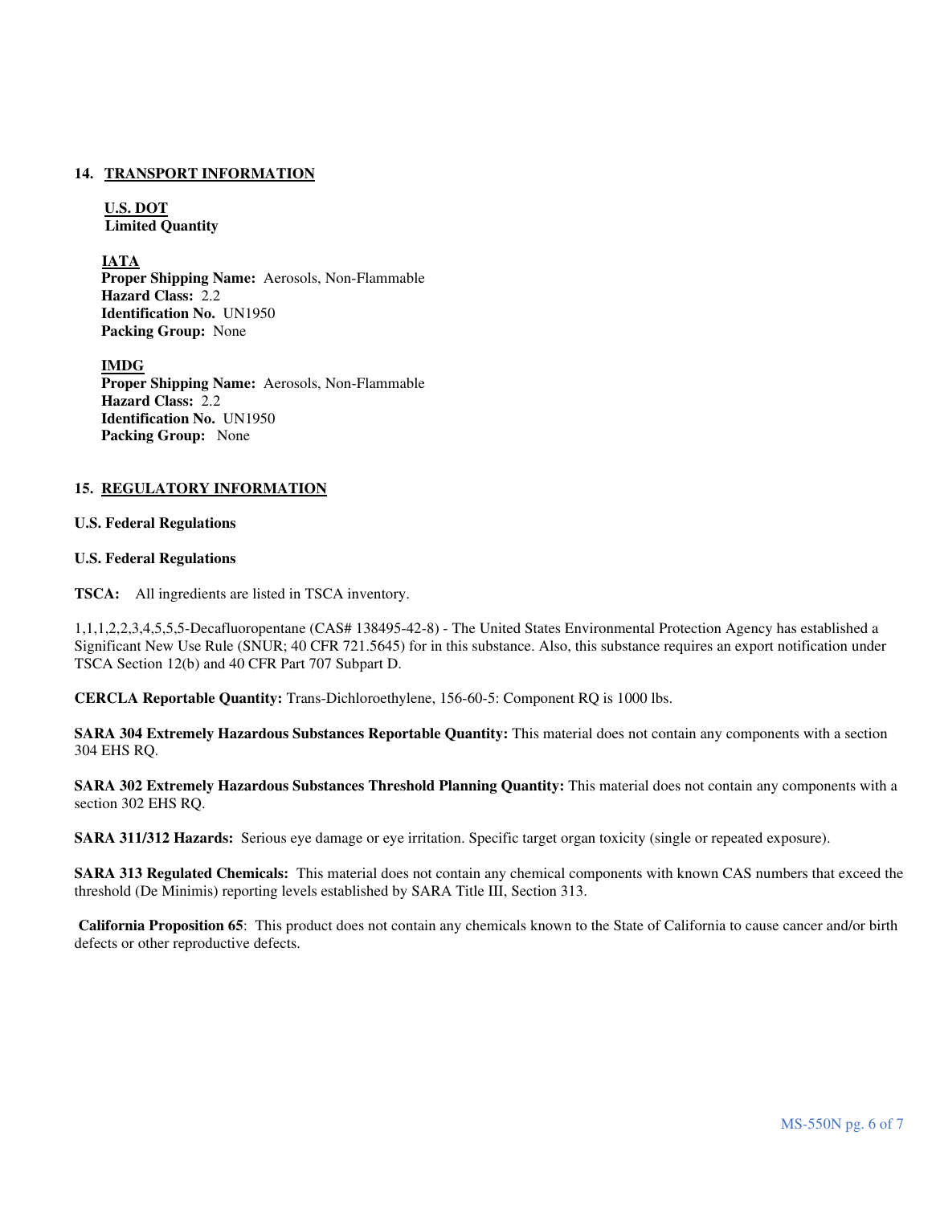## 14. TRANSPORT INFORMATION

**U.S. DOT**
**Limited Quantity**

**IATA**
**Proper Shipping Name:** Aerosols, Non-Flammable
**Hazard Class:** 2.2
**Identification No.** UN1950
**Packing Group:** None

**IMDG**
**Proper Shipping Name:** Aerosols, Non-Flammable
**Hazard Class:** 2.2
**Identification No.** UN1950
**Packing Group:** None

## 15. REGULATORY INFORMATION

**U.S. Federal Regulations**

**U.S. Federal Regulations**

**TSCA:** All ingredients are listed in TSCA inventory.

1,1,1,2,2,3,4,5,5,5-Decafluoropentane (CAS# 138495-42-8) - The United States Environmental Protection Agency has established a Significant New Use Rule (SNUR; 40 CFR 721.5645) for in this substance. Also, this substance requires an export notification under TSCA Section 12(b) and 40 CFR Part 707 Subpart D.

**CERCLA Reportable Quantity:** Trans-Dichloroethylene, 156-60-5: Component RQ is 1000 lbs.

**SARA 304 Extremely Hazardous Substances Reportable Quantity:** This material does not contain any components with a section 304 EHS RQ.

**SARA 302 Extremely Hazardous Substances Threshold Planning Quantity:** This material does not contain any components with a section 302 EHS RQ.

**SARA 311/312 Hazards:** Serious eye damage or eye irritation. Specific target organ toxicity (single or repeated exposure).

**SARA 313 Regulated Chemicals:** This material does not contain any chemical components with known CAS numbers that exceed the threshold (De Minimis) reporting levels established by SARA Title III, Section 313.

**California Proposition 65**: This product does not contain any chemicals known to the State of California to cause cancer and/or birth defects or other reproductive defects.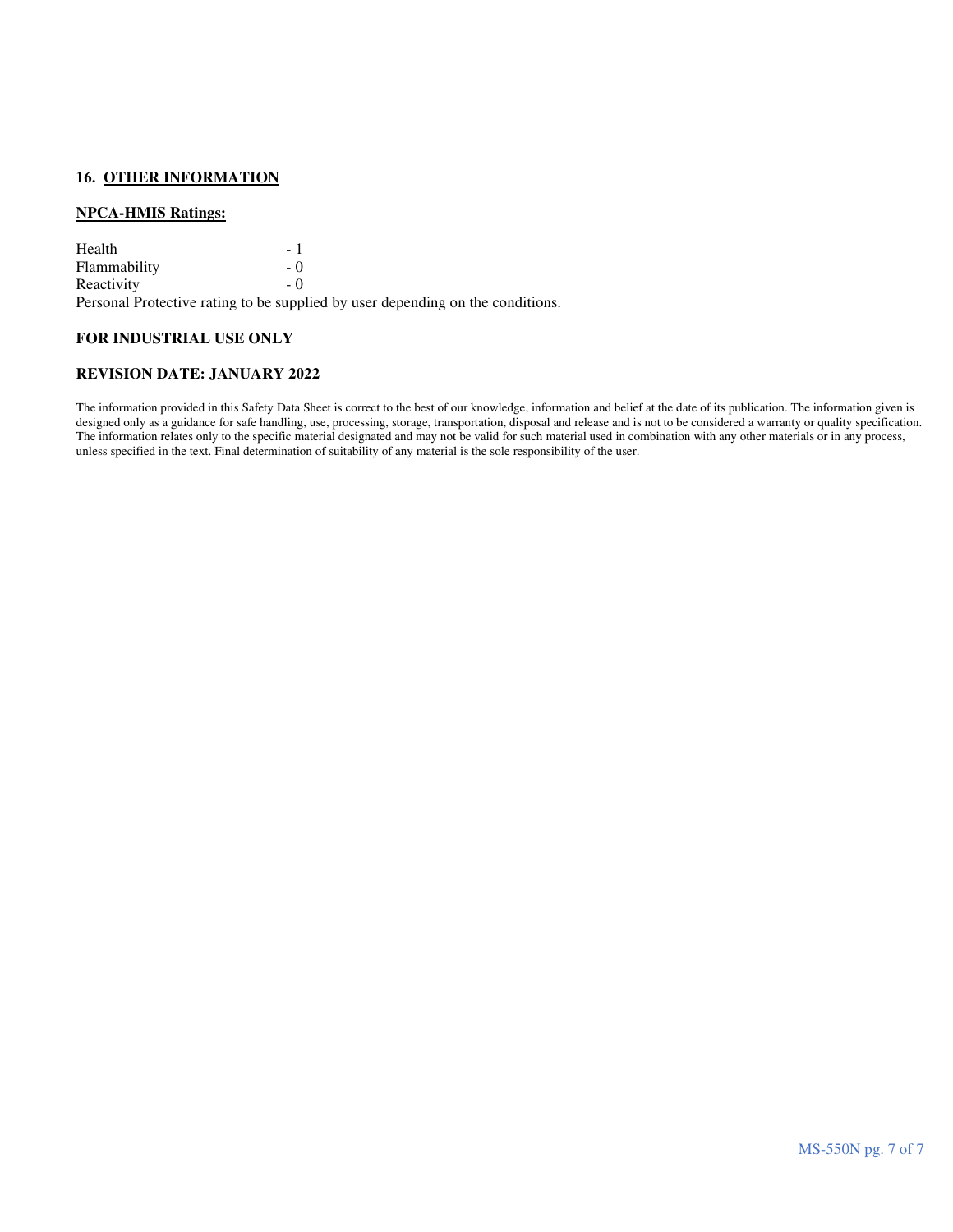## 16. OTHER INFORMATION

**NPCA-HMIS Ratings:**

| | |
|---|---|
| Health | - 1 |
| Flammability | - 0 |
| Reactivity | - 0 |

Personal Protective rating to be supplied by user depending on the conditions.

**FOR INDUSTRIAL USE ONLY**

**REVISION DATE: JANUARY 2022**

The information provided in this Safety Data Sheet is correct to the best of our knowledge, information and belief at the date of its publication. The information given is designed only as a guidance for safe handling, use, processing, storage, transportation, disposal and release and is not to be considered a warranty or quality specification. The information relates only to the specific material designated and may not be valid for such material used in combination with any other materials or in any process, unless specified in the text. Final determination of suitability of any material is the sole responsibility of the user.